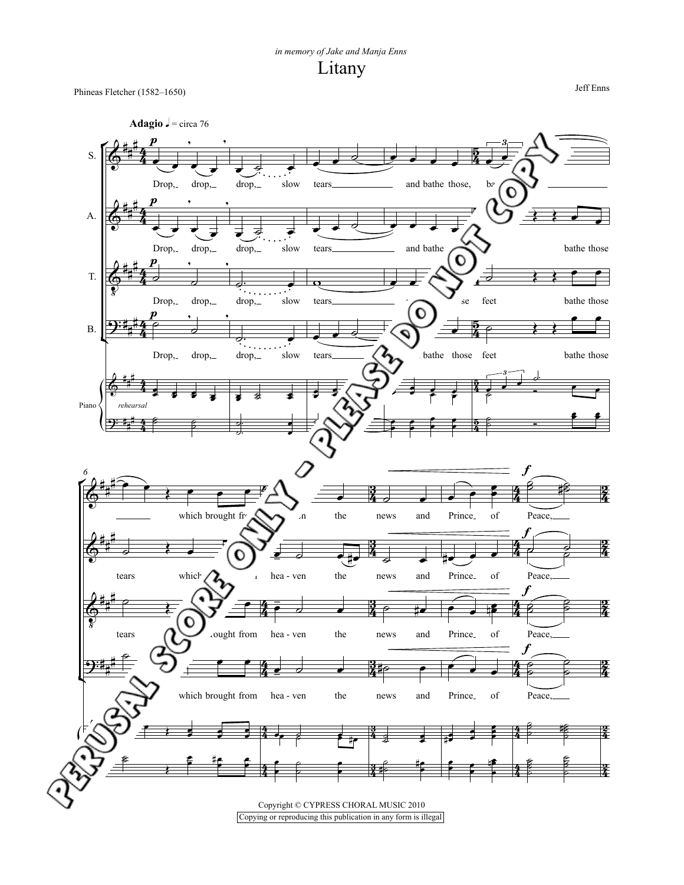*in memory of Jake and Manja Enns*

# Litany

Phineas Fletcher (1582–1650)

Jeff Enns

**Adagio** ♩ = circa 76

Copyright © CYPRESS CHORAL MUSIC 2010

Copying or reproducing this publication in any form is illegal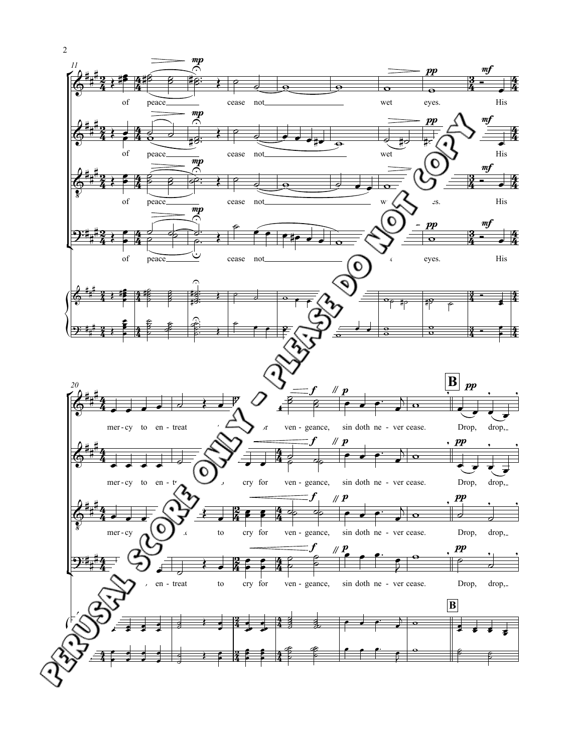of peace cease not wet eyes. His

mer-cy to en-treat to cry for ven-geance, sin doth ne-ver cease.

**B**

Drop, drop,

PERUSAL SCORE ONLY - PLEASE DO NOT COPY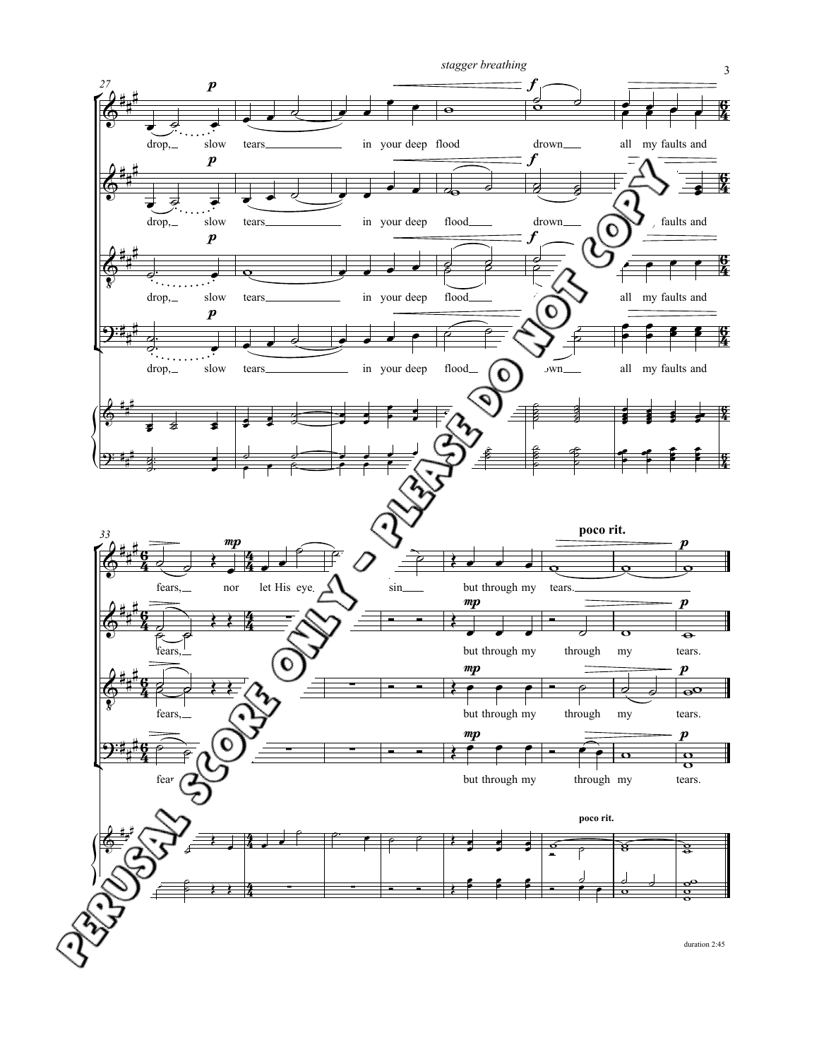*stagger breathing*

drop, slow tears in your deep flood drown all my faults and

fears, nor let His eye sin but through my tears.

but through my through my tears.

**poco rit.**

duration 2:45

PERUSAL SCORE ONLY - PLEASE DO NOT COPY